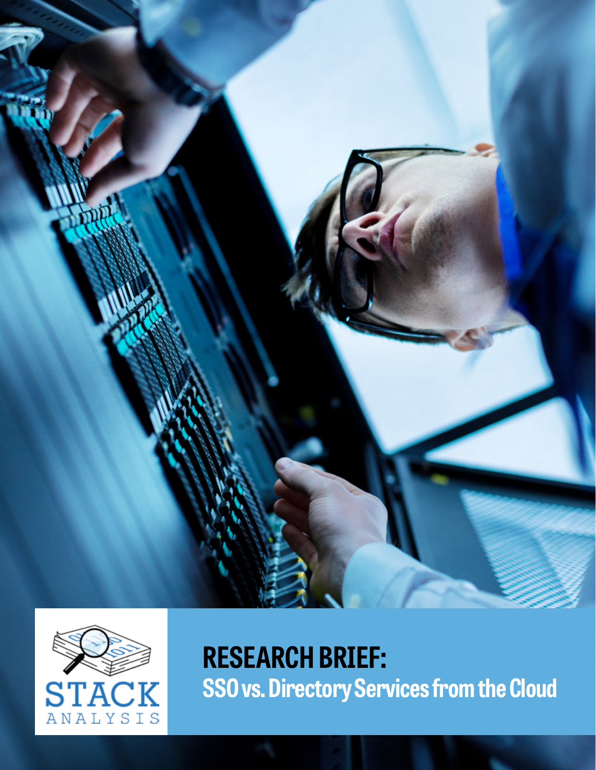STACK ANALYSIS

# RESEARCH BRIEF:

## SSO vs. Directory Services from the Cloud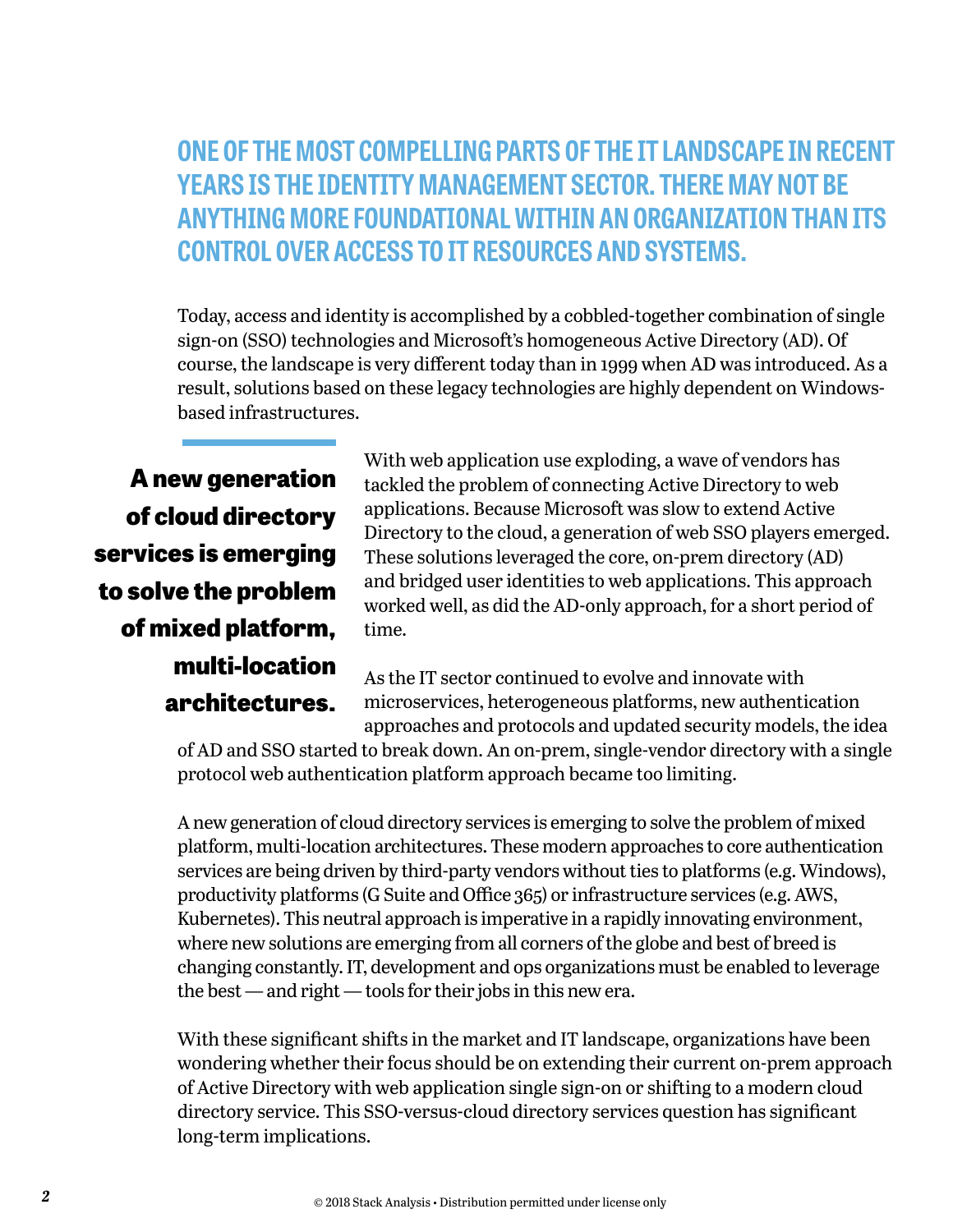## ONE OF THE MOST COMPELLING PARTS OF THE IT LANDSCAPE IN RECENT YEARS IS THE IDENTITY MANAGEMENT SECTOR. THERE MAY NOT BE ANYTHING MORE FOUNDATIONAL WITHIN AN ORGANIZATION THAN ITS CONTROL OVER ACCESS TO IT RESOURCES AND SYSTEMS.

Today, access and identity is accomplished by a cobbled-together combination of single sign-on (SSO) technologies and Microsoft's homogeneous Active Directory (AD). Of course, the landscape is very different today than in 1999 when AD was introduced. As a result, solutions based on these legacy technologies are highly dependent on Windows-based infrastructures.

> **A new generation of cloud directory services is emerging to solve the problem of mixed platform, multi-location architectures.**

With web application use exploding, a wave of vendors has tackled the problem of connecting Active Directory to web applications. Because Microsoft was slow to extend Active Directory to the cloud, a generation of web SSO players emerged. These solutions leveraged the core, on-prem directory (AD) and bridged user identities to web applications. This approach worked well, as did the AD-only approach, for a short period of time.

As the IT sector continued to evolve and innovate with microservices, heterogeneous platforms, new authentication approaches and protocols and updated security models, the idea of AD and SSO started to break down. An on-prem, single-vendor directory with a single protocol web authentication platform approach became too limiting.

A new generation of cloud directory services is emerging to solve the problem of mixed platform, multi-location architectures. These modern approaches to core authentication services are being driven by third-party vendors without ties to platforms (e.g. Windows), productivity platforms (G Suite and Office 365) or infrastructure services (e.g. AWS, Kubernetes). This neutral approach is imperative in a rapidly innovating environment, where new solutions are emerging from all corners of the globe and best of breed is changing constantly. IT, development and ops organizations must be enabled to leverage the best — and right — tools for their jobs in this new era.

With these significant shifts in the market and IT landscape, organizations have been wondering whether their focus should be on extending their current on-prem approach of Active Directory with web application single sign-on or shifting to a modern cloud directory service. This SSO-versus-cloud directory services question has significant long-term implications.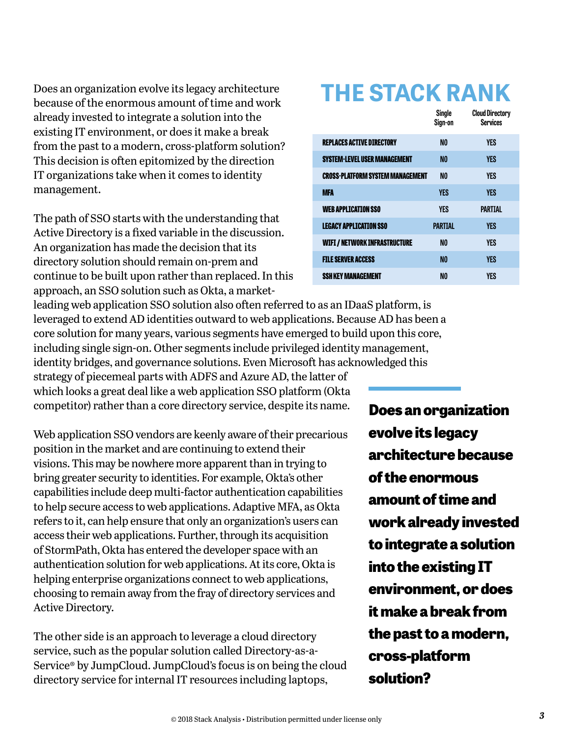Does an organization evolve its legacy architecture because of the enormous amount of time and work already invested to integrate a solution into the existing IT environment, or does it make a break from the past to a modern, cross-platform solution? This decision is often epitomized by the direction IT organizations take when it comes to identity management.

The path of SSO starts with the understanding that Active Directory is a fixed variable in the discussion. An organization has made the decision that its directory solution should remain on-prem and continue to be built upon rather than replaced. In this approach, an SSO solution such as Okta, a market-leading web application SSO solution also often referred to as an IDaaS platform, is leveraged to extend AD identities outward to web applications. Because AD has been a core solution for many years, various segments have emerged to build upon this core, including single sign-on. Other segments include privileged identity management, identity bridges, and governance solutions. Even Microsoft has acknowledged this strategy of piecemeal parts with ADFS and Azure AD, the latter of which looks a great deal like a web application SSO platform (Okta competitor) rather than a core directory service, despite its name.

## THE STACK RANK

| | Single Sign-on | Cloud Directory Services |
|---|---|---|
| REPLACES ACTIVE DIRECTORY | NO | YES |
| SYSTEM-LEVEL USER MANAGEMENT | NO | YES |
| CROSS-PLATFORM SYSTEM MANAGEMENT | NO | YES |
| MFA | YES | YES |
| WEB APPLICATION SSO | YES | PARTIAL |
| LEGACY APPLICATION SSO | PARTIAL | YES |
| WIFI / NETWORK INFRASTRUCTURE | NO | YES |
| FILE SERVER ACCESS | NO | YES |
| SSH KEY MANAGEMENT | NO | YES |

**Does an organization evolve its legacy architecture because of the enormous amount of time and work already invested to integrate a solution into the existing IT environment, or does it make a break from the past to a modern, cross-platform solution?**

Web application SSO vendors are keenly aware of their precarious position in the market and are continuing to extend their visions. This may be nowhere more apparent than in trying to bring greater security to identities. For example, Okta's other capabilities include deep multi-factor authentication capabilities to help secure access to web applications. Adaptive MFA, as Okta refers to it, can help ensure that only an organization's users can access their web applications. Further, through its acquisition of StormPath, Okta has entered the developer space with an authentication solution for web applications. At its core, Okta is helping enterprise organizations connect to web applications, choosing to remain away from the fray of directory services and Active Directory.

The other side is an approach to leverage a cloud directory service, such as the popular solution called Directory-as-a-Service® by JumpCloud. JumpCloud's focus is on being the cloud directory service for internal IT resources including laptops,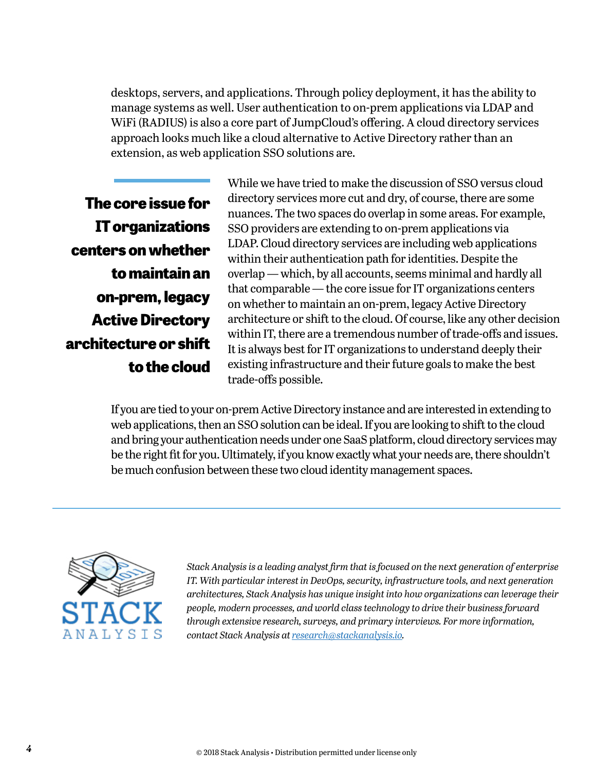desktops, servers, and applications. Through policy deployment, it has the ability to manage systems as well. User authentication to on-prem applications via LDAP and WiFi (RADIUS) is also a core part of JumpCloud's offering. A cloud directory services approach looks much like a cloud alternative to Active Directory rather than an extension, as web application SSO solutions are.

**The core issue for IT organizations centers on whether to maintain an on-prem, legacy Active Directory architecture or shift to the cloud**

While we have tried to make the discussion of SSO versus cloud directory services more cut and dry, of course, there are some nuances. The two spaces do overlap in some areas. For example, SSO providers are extending to on-prem applications via LDAP. Cloud directory services are including web applications within their authentication path for identities. Despite the overlap — which, by all accounts, seems minimal and hardly all that comparable — the core issue for IT organizations centers on whether to maintain an on-prem, legacy Active Directory architecture or shift to the cloud. Of course, like any other decision within IT, there are a tremendous number of trade-offs and issues. It is always best for IT organizations to understand deeply their existing infrastructure and their future goals to make the best trade-offs possible.

If you are tied to your on-prem Active Directory instance and are interested in extending to web applications, then an SSO solution can be ideal. If you are looking to shift to the cloud and bring your authentication needs under one SaaS platform, cloud directory services may be the right fit for you. Ultimately, if you know exactly what your needs are, there shouldn't be much confusion between these two cloud identity management spaces.

---

STACK ANALYSIS

*Stack Analysis is a leading analyst firm that is focused on the next generation of enterprise IT. With particular interest in DevOps, security, infrastructure tools, and next generation architectures, Stack Analysis has unique insight into how organizations can leverage their people, modern processes, and world class technology to drive their business forward through extensive research, surveys, and primary interviews. For more information, contact Stack Analysis at [research@stackanalysis.io](mailto:research@stackanalysis.io).*

© 2018 Stack Analysis • Distribution permitted under license only